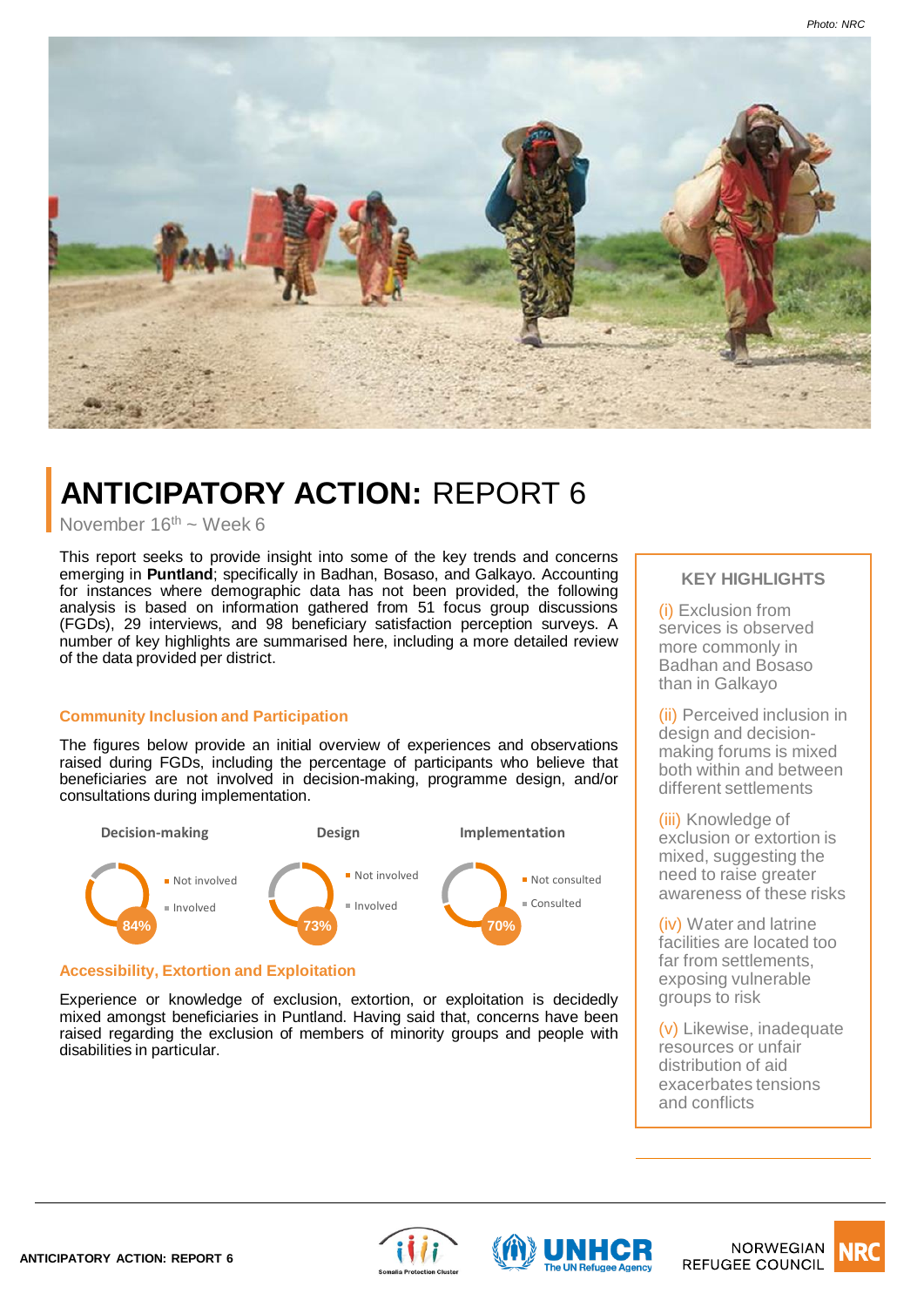Photo: NRC

# ANTICIPATORY ACTION: REPORT 6

November 16th ~ Week 6

This report seeks to provide insight into some of the key trends and concerns emerging in **Puntland**; specifically in Badhan, Bosaso, and Galkayo. Accounting for instances where demographic data has not been provided, the following analysis is based on information gathered from 51 focus group discussions (FGDs), 29 interviews, and 98 beneficiary satisfaction perception surveys. A number of key highlights are summarised here, including a more detailed review of the data provided per district.

### Community Inclusion and Participation

The figures below provide an initial overview of experiences and observations raised during FGDs, including the percentage of participants who believe that beneficiaries are not involved in decision-making, programme design, and/or consultations during implementation.

| Decision-making | Design | Implementation |
| --- | --- | --- |
| Not involved: 84% | Not involved: 73% | Not consulted: 70% |
| Involved | Involved | Consulted |

### Accessibility, Extortion and Exploitation

Experience or knowledge of exclusion, extortion, or exploitation is decidedly mixed amongst beneficiaries in Puntland. Having said that, concerns have been raised regarding the exclusion of members of minority groups and people with disabilities in particular.

### KEY HIGHLIGHTS

(i) Exclusion from services is observed more commonly in Badhan and Bosaso than in Galkayo

(ii) Perceived inclusion in design and decision-making forums is mixed both within and between different settlements

(iii) Knowledge of exclusion or extortion is mixed, suggesting the need to raise greater awareness of these risks

(iv) Water and latrine facilities are located too far from settlements, exposing vulnerable groups to risk

(v) Likewise, inadequate resources or unfair distribution of aid exacerbates tensions and conflicts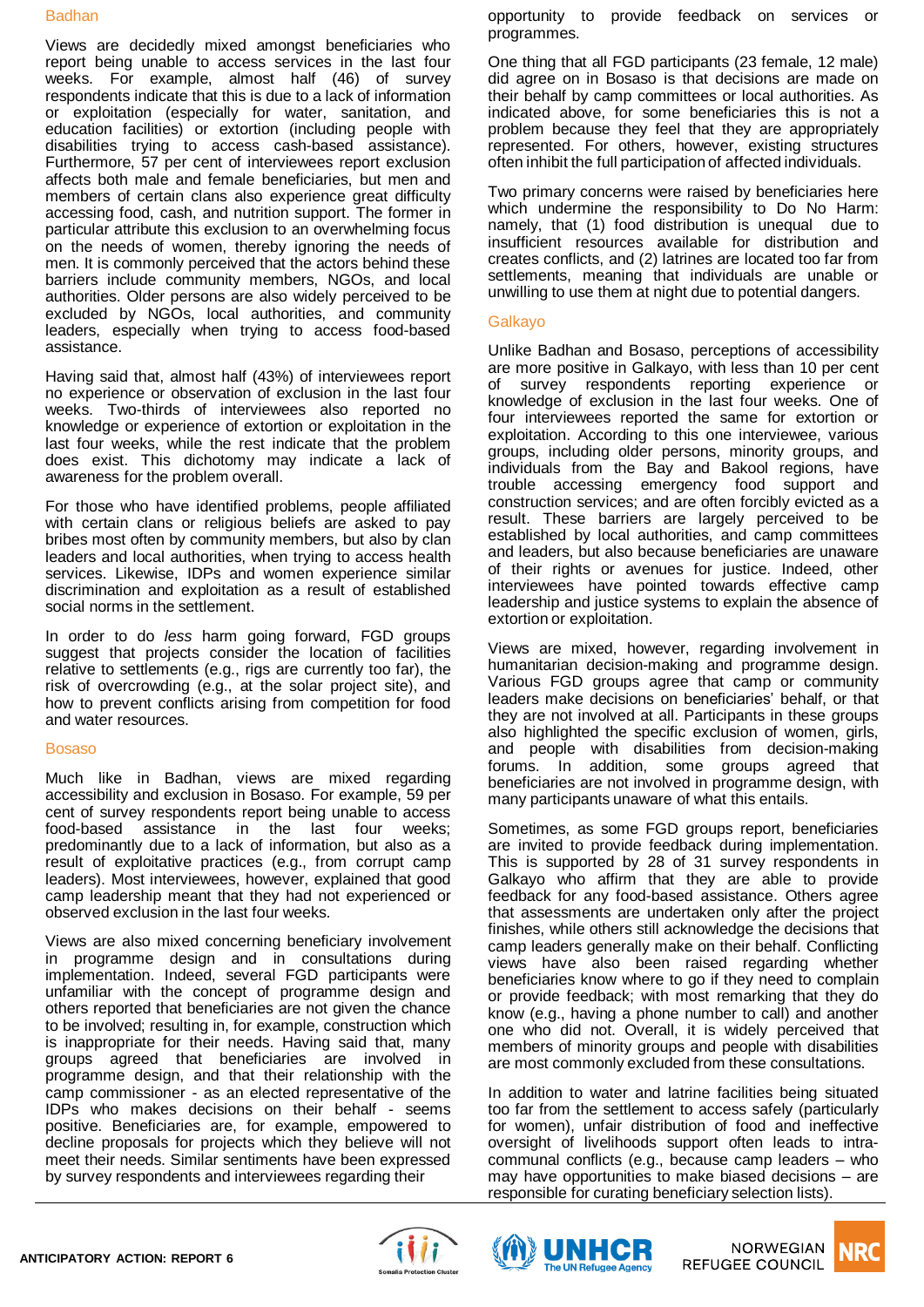### Badhan

Views are decidedly mixed amongst beneficiaries who report being unable to access services in the last four weeks. For example, almost half (46) of survey respondents indicate that this is due to a lack of information or exploitation (especially for water, sanitation, and education facilities) or extortion (including people with disabilities trying to access cash-based assistance). Furthermore, 57 per cent of interviewees report exclusion affects both male and female beneficiaries, but men and members of certain clans also experience great difficulty accessing food, cash, and nutrition support. The former in particular attribute this exclusion to an overwhelming focus on the needs of women, thereby ignoring the needs of men. It is commonly perceived that the actors behind these barriers include community members, NGOs, and local authorities. Older persons are also widely perceived to be excluded by NGOs, local authorities, and community leaders, especially when trying to access food-based assistance.

Having said that, almost half (43%) of interviewees report no experience or observation of exclusion in the last four weeks. Two-thirds of interviewees also reported no knowledge or experience of extortion or exploitation in the last four weeks, while the rest indicate that the problem does exist. This dichotomy may indicate a lack of awareness for the problem overall.

For those who have identified problems, people affiliated with certain clans or religious beliefs are asked to pay bribes most often by community members, but also by clan leaders and local authorities, when trying to access health services. Likewise, IDPs and women experience similar discrimination and exploitation as a result of established social norms in the settlement.

In order to do *less* harm going forward, FGD groups suggest that projects consider the location of facilities relative to settlements (e.g., rigs are currently too far), the risk of overcrowding (e.g., at the solar project site), and how to prevent conflicts arising from competition for food and water resources.

### Bosaso

Much like in Badhan, views are mixed regarding accessibility and exclusion in Bosaso. For example, 59 per cent of survey respondents report being unable to access food-based assistance in the last four weeks; predominantly due to a lack of information, but also as a result of exploitative practices (e.g., from corrupt camp leaders). Most interviewees, however, explained that good camp leadership meant that they had not experienced or observed exclusion in the last four weeks.

Views are also mixed concerning beneficiary involvement in programme design and in consultations during implementation. Indeed, several FGD participants were unfamiliar with the concept of programme design and others reported that beneficiaries are not given the chance to be involved; resulting in, for example, construction which is inappropriate for their needs. Having said that, many groups agreed that beneficiaries are involved in programme design, and that their relationship with the camp commissioner - as an elected representative of the IDPs who makes decisions on their behalf - seems positive. Beneficiaries are, for example, empowered to decline proposals for projects which they believe will not meet their needs. Similar sentiments have been expressed by survey respondents and interviewees regarding their opportunity to provide feedback on services or programmes.

One thing that all FGD participants (23 female, 12 male) did agree on in Bosaso is that decisions are made on their behalf by camp committees or local authorities. As indicated above, for some beneficiaries this is not a problem because they feel that they are appropriately represented. For others, however, existing structures often inhibit the full participation of affected individuals.

Two primary concerns were raised by beneficiaries here which undermine the responsibility to Do No Harm: namely, that (1) food distribution is unequal due to insufficient resources available for distribution and creates conflicts, and (2) latrines are located too far from settlements, meaning that individuals are unable or unwilling to use them at night due to potential dangers.

### Galkayo

Unlike Badhan and Bosaso, perceptions of accessibility are more positive in Galkayo, with less than 10 per cent of survey respondents reporting experience or knowledge of exclusion in the last four weeks. One of four interviewees reported the same for extortion or exploitation. According to this one interviewee, various groups, including older persons, minority groups, and individuals from the Bay and Bakool regions, have trouble accessing emergency food support and construction services; and are often forcibly evicted as a result. These barriers are largely perceived to be established by local authorities, and camp committees and leaders, but also because beneficiaries are unaware of their rights or avenues for justice. Indeed, other interviewees have pointed towards effective camp leadership and justice systems to explain the absence of extortion or exploitation.

Views are mixed, however, regarding involvement in humanitarian decision-making and programme design. Various FGD groups agree that camp or community leaders make decisions on beneficiaries' behalf, or that they are not involved at all. Participants in these groups also highlighted the specific exclusion of women, girls, and people with disabilities from decision-making forums. In addition, some groups agreed that beneficiaries are not involved in programme design, with many participants unaware of what this entails.

Sometimes, as some FGD groups report, beneficiaries are invited to provide feedback during implementation. This is supported by 28 of 31 survey respondents in Galkayo who affirm that they are able to provide feedback for any food-based assistance. Others agree that assessments are undertaken only after the project finishes, while others still acknowledge the decisions that camp leaders generally make on their behalf. Conflicting views have also been raised regarding whether beneficiaries know where to go if they need to complain or provide feedback; with most remarking that they do know (e.g., having a phone number to call) and another one who did not. Overall, it is widely perceived that members of minority groups and people with disabilities are most commonly excluded from these consultations.

In addition to water and latrine facilities being situated too far from the settlement to access safely (particularly for women), unfair distribution of food and ineffective oversight of livelihoods support often leads to intra-communal conflicts (e.g., because camp leaders – who may have opportunities to make biased decisions – are responsible for curating beneficiary selection lists).